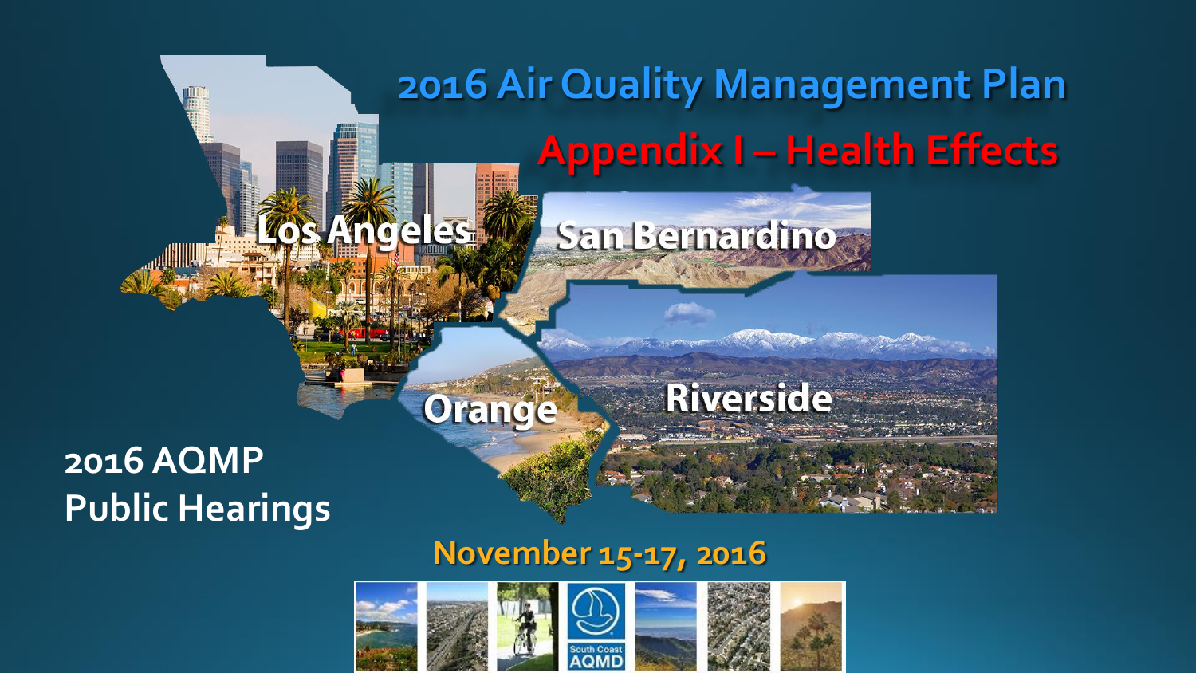# 2016 Air Quality Management Plan

## Appendix I – Health Effects

Los Angeles

San Bernardino

Orange

Riverside

2016 AQMP
Public Hearings

November 15-17, 2016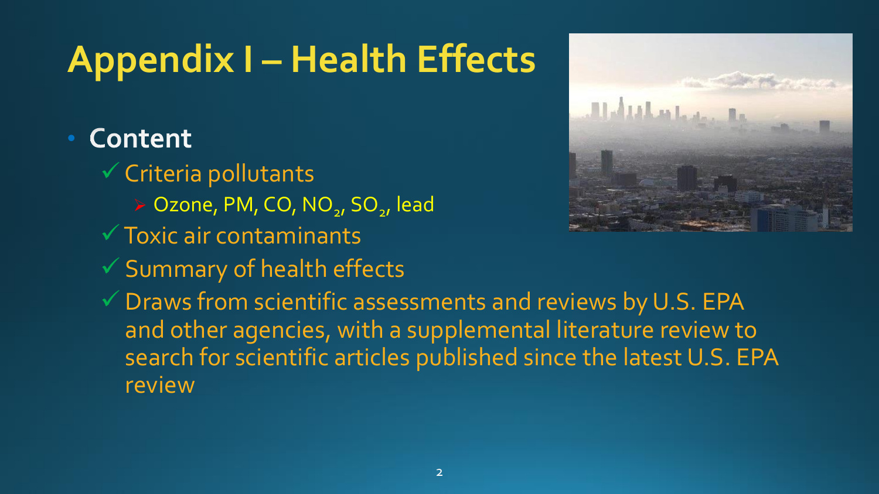# Appendix I – Health Effects

- **Content**
  - ✓ Criteria pollutants
    - Ozone, PM, CO, $NO_2$, $SO_2$, lead
  - ✓ Toxic air contaminants
  - ✓ Summary of health effects
  - ✓ Draws from scientific assessments and reviews by U.S. EPA and other agencies, with a supplemental literature review to search for scientific articles published since the latest U.S. EPA review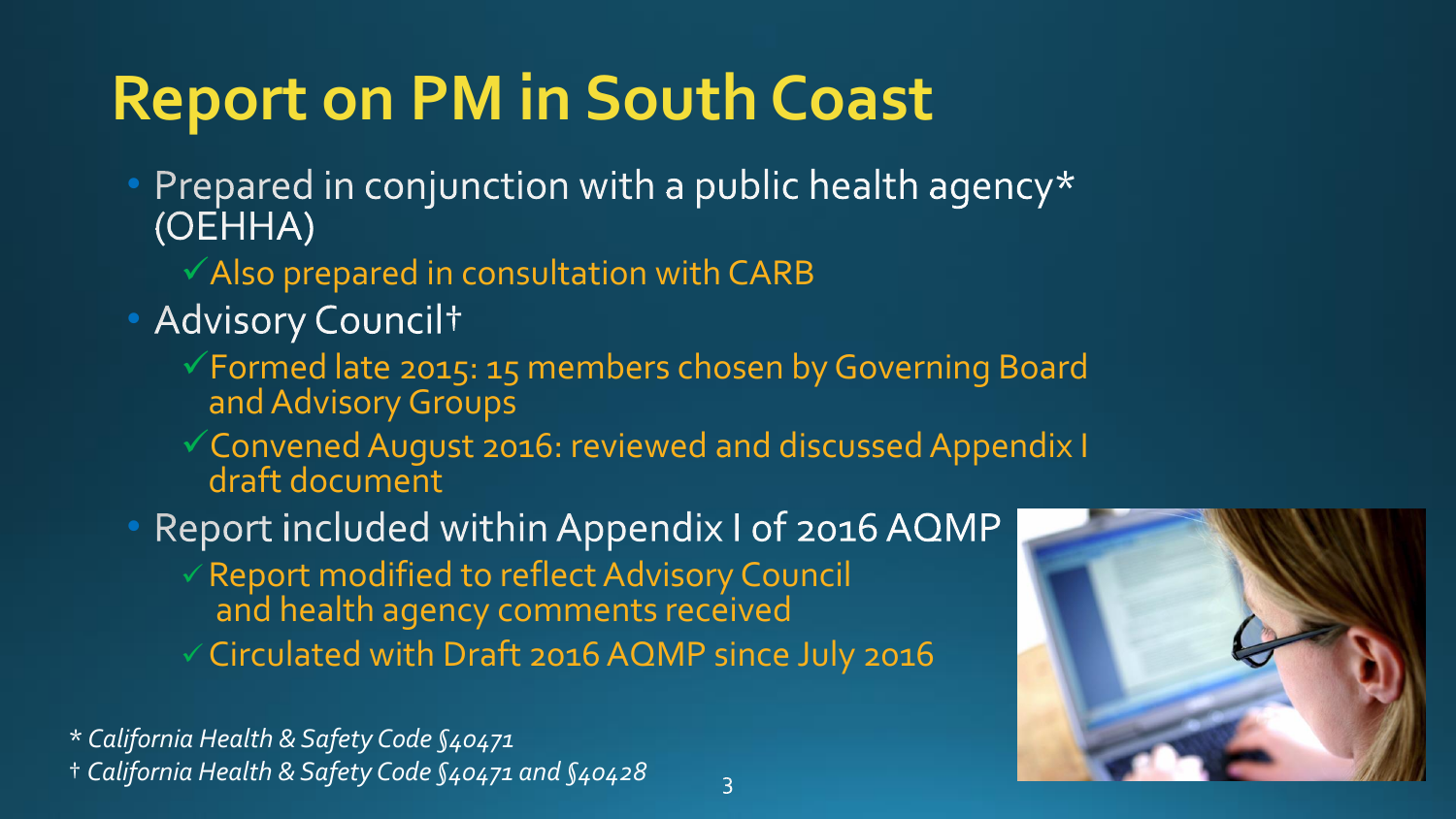# Report on PM in South Coast

- Prepared in conjunction with a public health agency* (OEHHA)
  - ✓Also prepared in consultation with CARB
- Advisory Council†
  - ✓Formed late 2015: 15 members chosen by Governing Board and Advisory Groups
  - ✓Convened August 2016: reviewed and discussed Appendix I draft document
- Report included within Appendix I of 2016 AQMP
  - ✓Report modified to reflect Advisory Council and health agency comments received
  - ✓Circulated with Draft 2016 AQMP since July 2016

*\* California Health & Safety Code §40471*

*† California Health & Safety Code §40471 and §40428*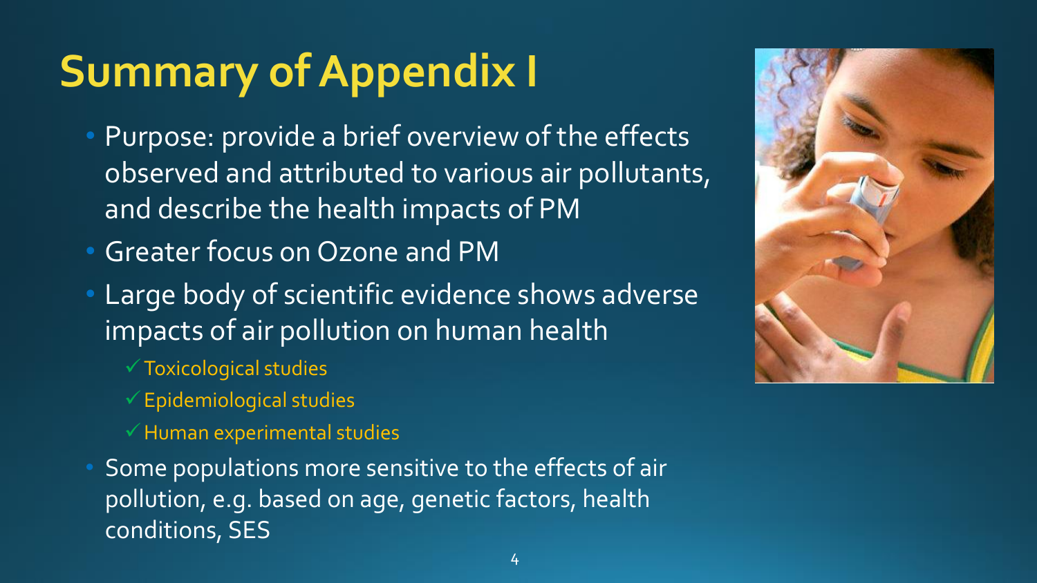# Summary of Appendix I

- Purpose: provide a brief overview of the effects observed and attributed to various air pollutants, and describe the health impacts of PM
- Greater focus on Ozone and PM
- Large body of scientific evidence shows adverse impacts of air pollution on human health
  - ✓ Toxicological studies
  - ✓ Epidemiological studies
  - ✓ Human experimental studies
- Some populations more sensitive to the effects of air pollution, e.g. based on age, genetic factors, health conditions, SES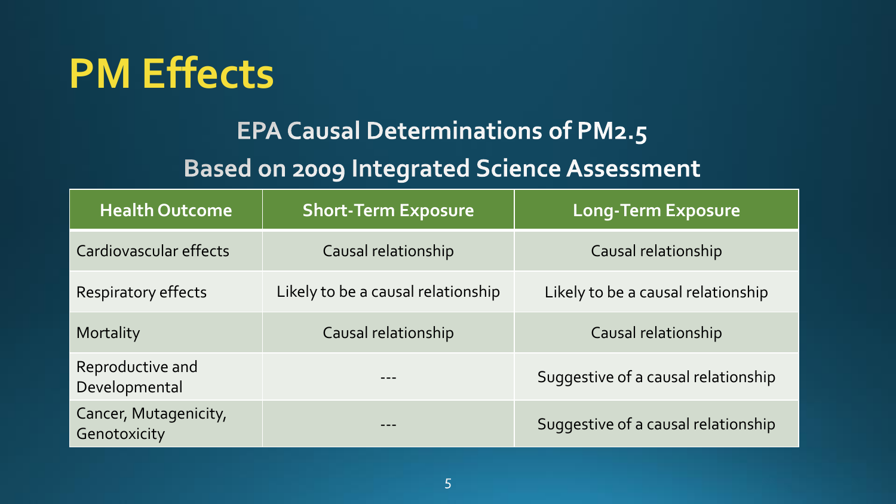# PM Effects

## EPA Causal Determinations of PM2.5

## Based on 2009 Integrated Science Assessment

| Health Outcome | Short-Term Exposure | Long-Term Exposure |
|---|---|---|
| Cardiovascular effects | Causal relationship | Causal relationship |
| Respiratory effects | Likely to be a causal relationship | Likely to be a causal relationship |
| Mortality | Causal relationship | Causal relationship |
| Reproductive and Developmental | --- | Suggestive of a causal relationship |
| Cancer, Mutagenicity, Genotoxicity | --- | Suggestive of a causal relationship |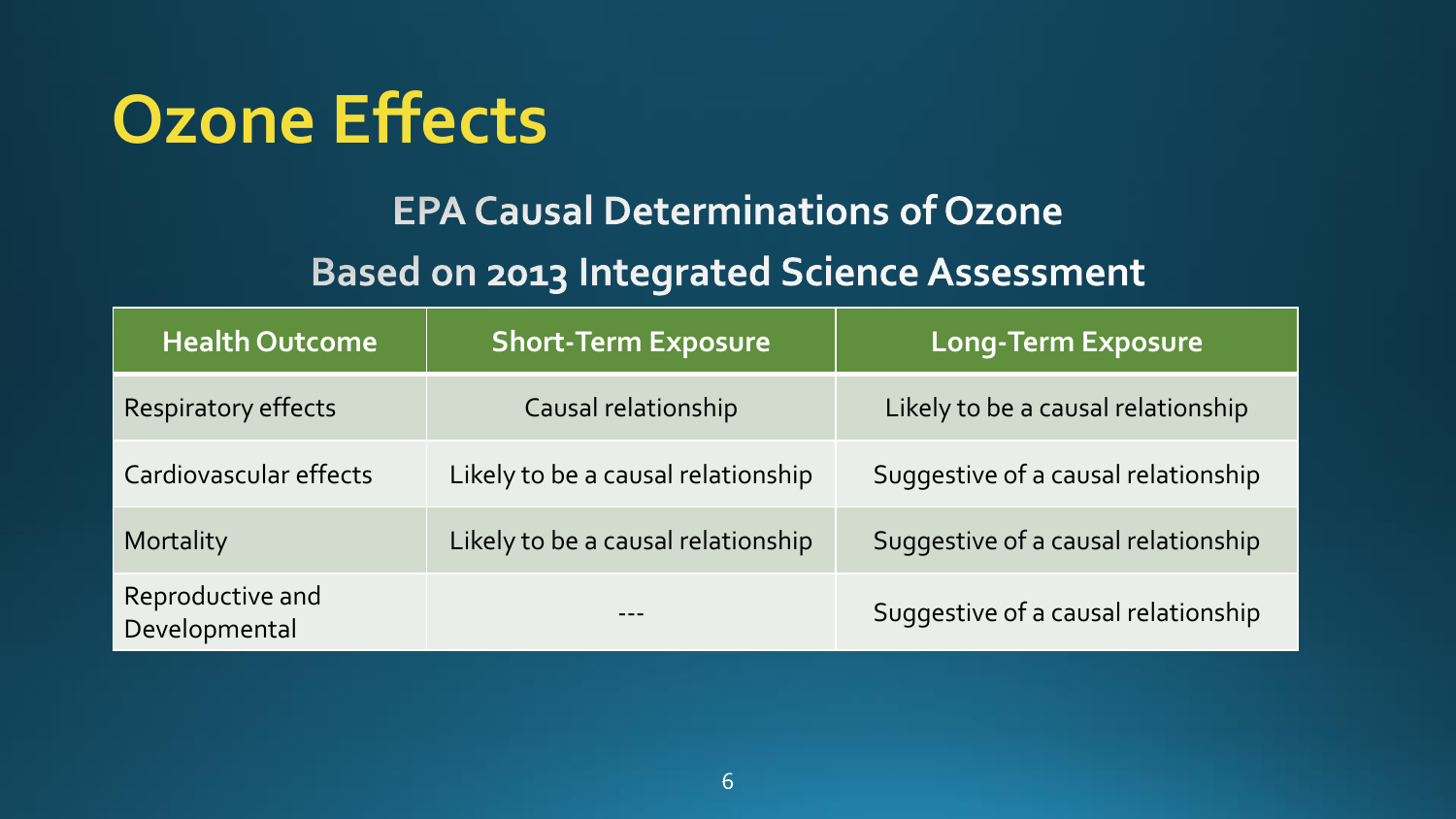# Ozone Effects

## EPA Causal Determinations of Ozone

## Based on 2013 Integrated Science Assessment

| Health Outcome | Short-Term Exposure | Long-Term Exposure |
|---|---|---|
| Respiratory effects | Causal relationship | Likely to be a causal relationship |
| Cardiovascular effects | Likely to be a causal relationship | Suggestive of a causal relationship |
| Mortality | Likely to be a causal relationship | Suggestive of a causal relationship |
| Reproductive and Developmental | --- | Suggestive of a causal relationship |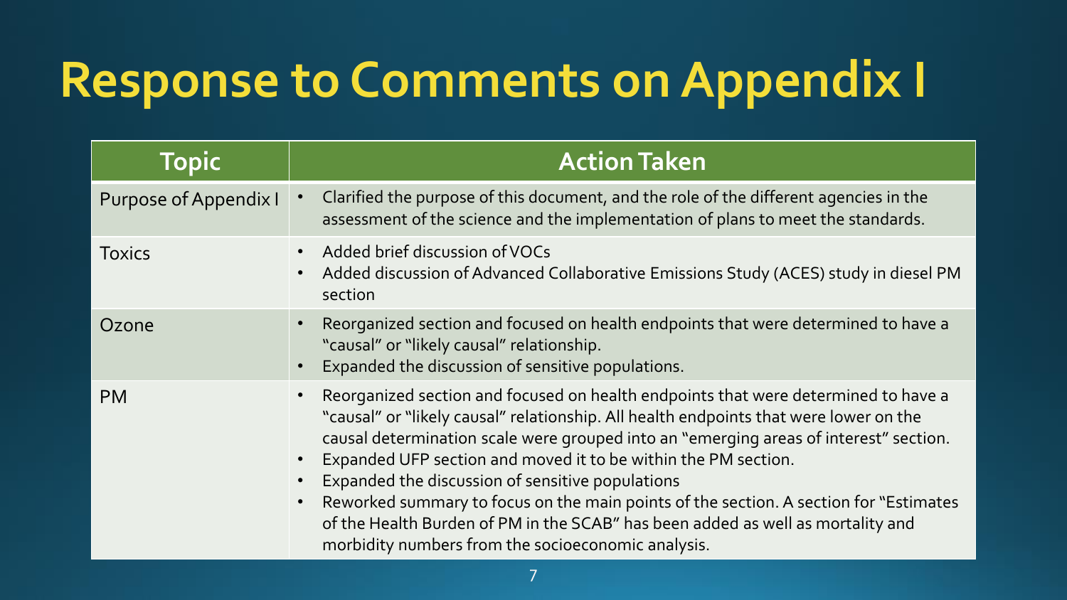# Response to Comments on Appendix I

| Topic | Action Taken |
| --- | --- |
| Purpose of Appendix I | • Clarified the purpose of this document, and the role of the different agencies in the assessment of the science and the implementation of plans to meet the standards. |
| Toxics | • Added brief discussion of VOCs<br>• Added discussion of Advanced Collaborative Emissions Study (ACES) study in diesel PM section |
| Ozone | • Reorganized section and focused on health endpoints that were determined to have a "causal" or "likely causal" relationship.<br>• Expanded the discussion of sensitive populations. |
| PM | • Reorganized section and focused on health endpoints that were determined to have a "causal" or "likely causal" relationship. All health endpoints that were lower on the causal determination scale were grouped into an "emerging areas of interest" section.<br>• Expanded UFP section and moved it to be within the PM section.<br>• Expanded the discussion of sensitive populations<br>• Reworked summary to focus on the main points of the section. A section for "Estimates of the Health Burden of PM in the SCAB" has been added as well as mortality and morbidity numbers from the socioeconomic analysis. |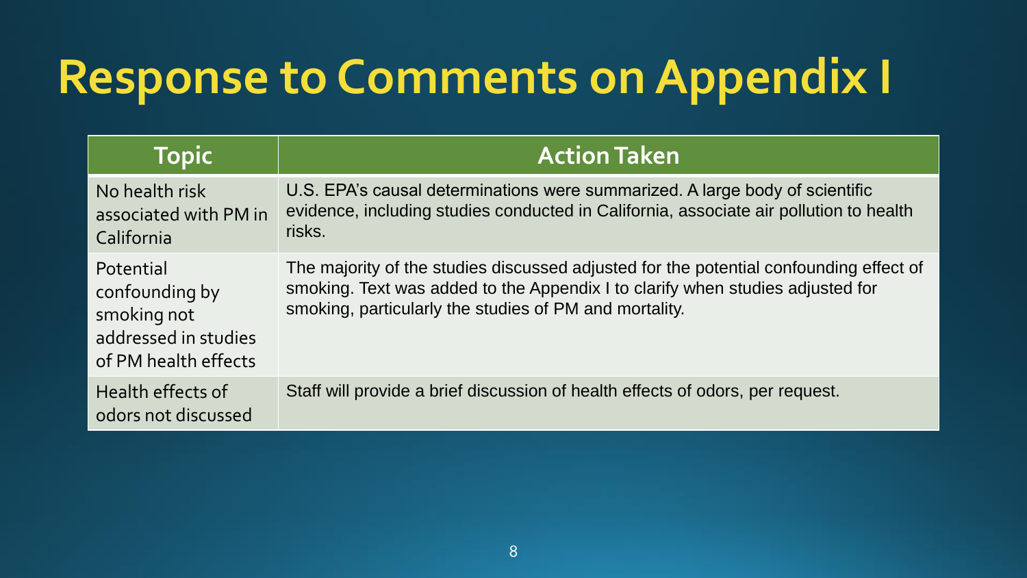# Response to Comments on Appendix I

| Topic | Action Taken |
| --- | --- |
| No health risk associated with PM in California | U.S. EPA's causal determinations were summarized. A large body of scientific evidence, including studies conducted in California, associate air pollution to health risks. |
| Potential confounding by smoking not addressed in studies of PM health effects | The majority of the studies discussed adjusted for the potential confounding effect of smoking. Text was added to the Appendix I to clarify when studies adjusted for smoking, particularly the studies of PM and mortality. |
| Health effects of odors not discussed | Staff will provide a brief discussion of health effects of odors, per request. |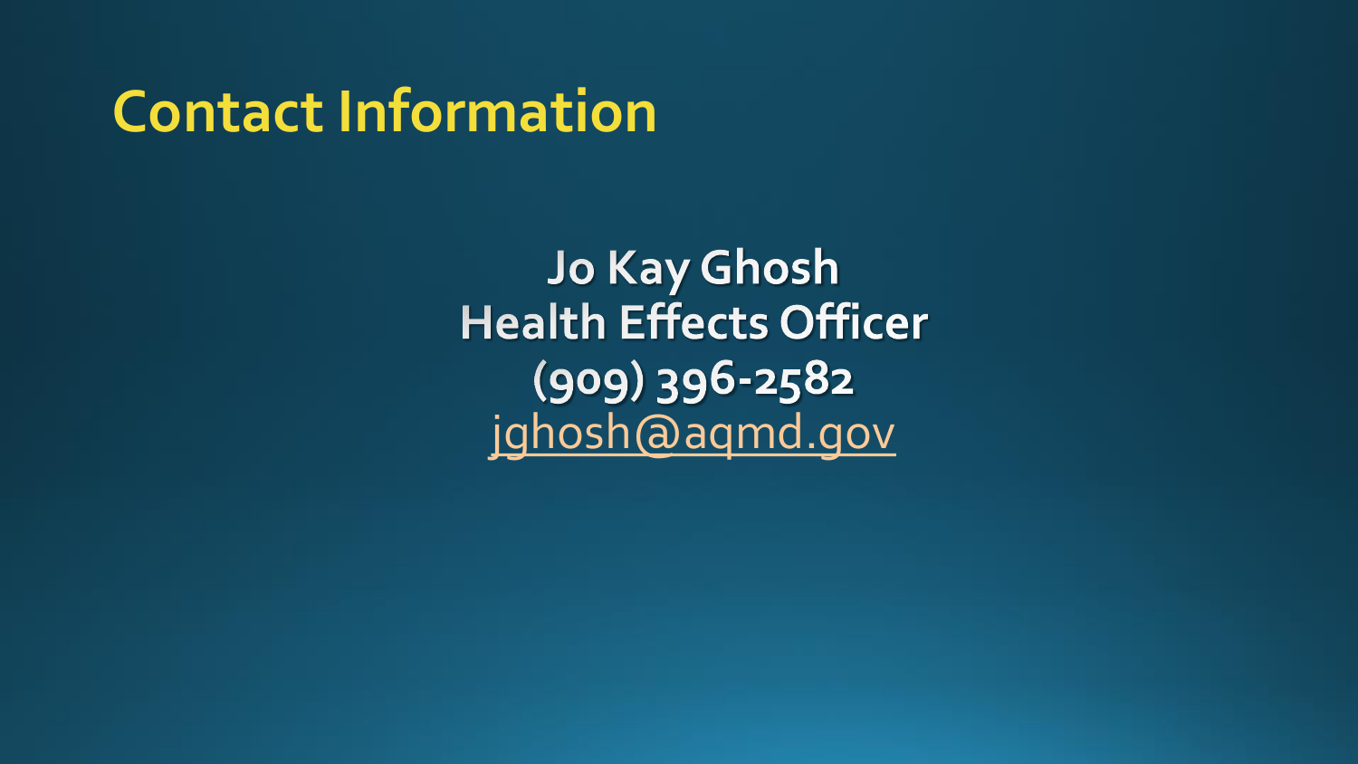# Contact Information

**Jo Kay Ghosh**
**Health Effects Officer**
**(909) 396-2582**
jghosh@aqmd.gov